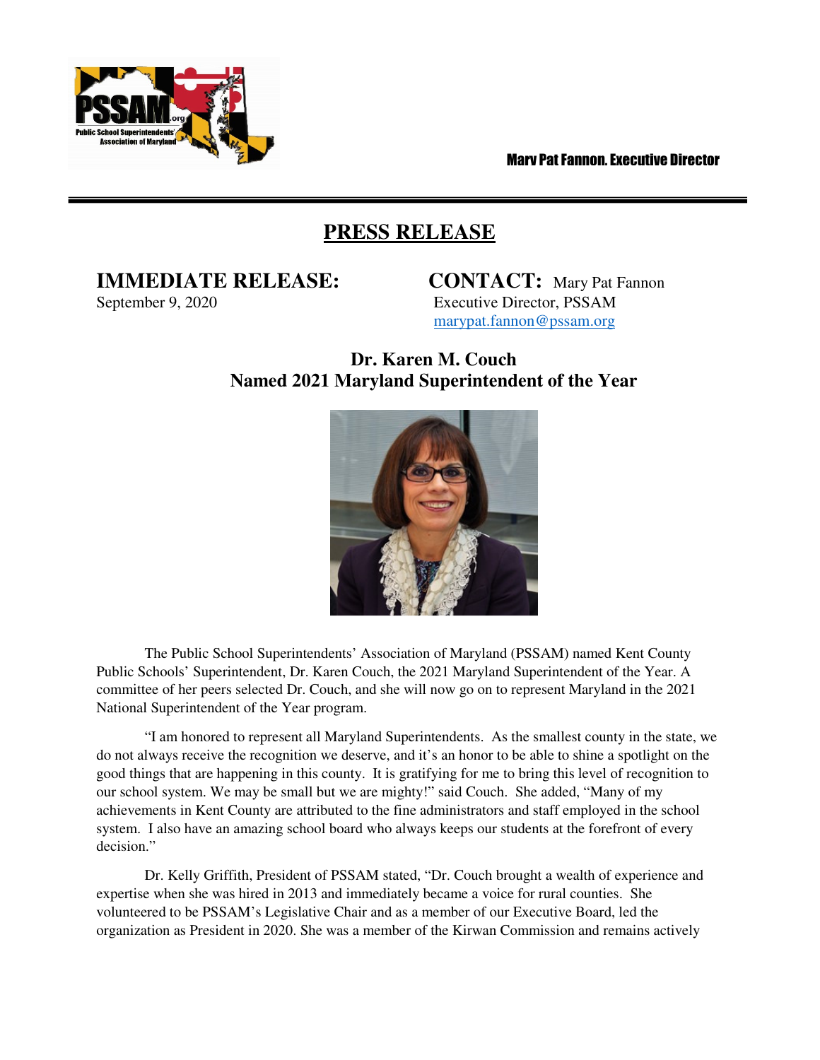Mary Pat Fannon, Executive Director

# PRESS RELEASE

**IMMEDIATE RELEASE:**
September 9, 2020

**CONTACT:** Mary Pat Fannon
Executive Director, PSSAM
marypat.fannon@pssam.org

## Dr. Karen M. Couch
## Named 2021 Maryland Superintendent of the Year

The Public School Superintendents' Association of Maryland (PSSAM) named Kent County Public Schools' Superintendent, Dr. Karen Couch, the 2021 Maryland Superintendent of the Year. A committee of her peers selected Dr. Couch, and she will now go on to represent Maryland in the 2021 National Superintendent of the Year program.

"I am honored to represent all Maryland Superintendents. As the smallest county in the state, we do not always receive the recognition we deserve, and it's an honor to be able to shine a spotlight on the good things that are happening in this county. It is gratifying for me to bring this level of recognition to our school system. We may be small but we are mighty!" said Couch. She added, "Many of my achievements in Kent County are attributed to the fine administrators and staff employed in the school system. I also have an amazing school board who always keeps our students at the forefront of every decision."

Dr. Kelly Griffith, President of PSSAM stated, "Dr. Couch brought a wealth of experience and expertise when she was hired in 2013 and immediately became a voice for rural counties. She volunteered to be PSSAM's Legislative Chair and as a member of our Executive Board, led the organization as President in 2020. She was a member of the Kirwan Commission and remains actively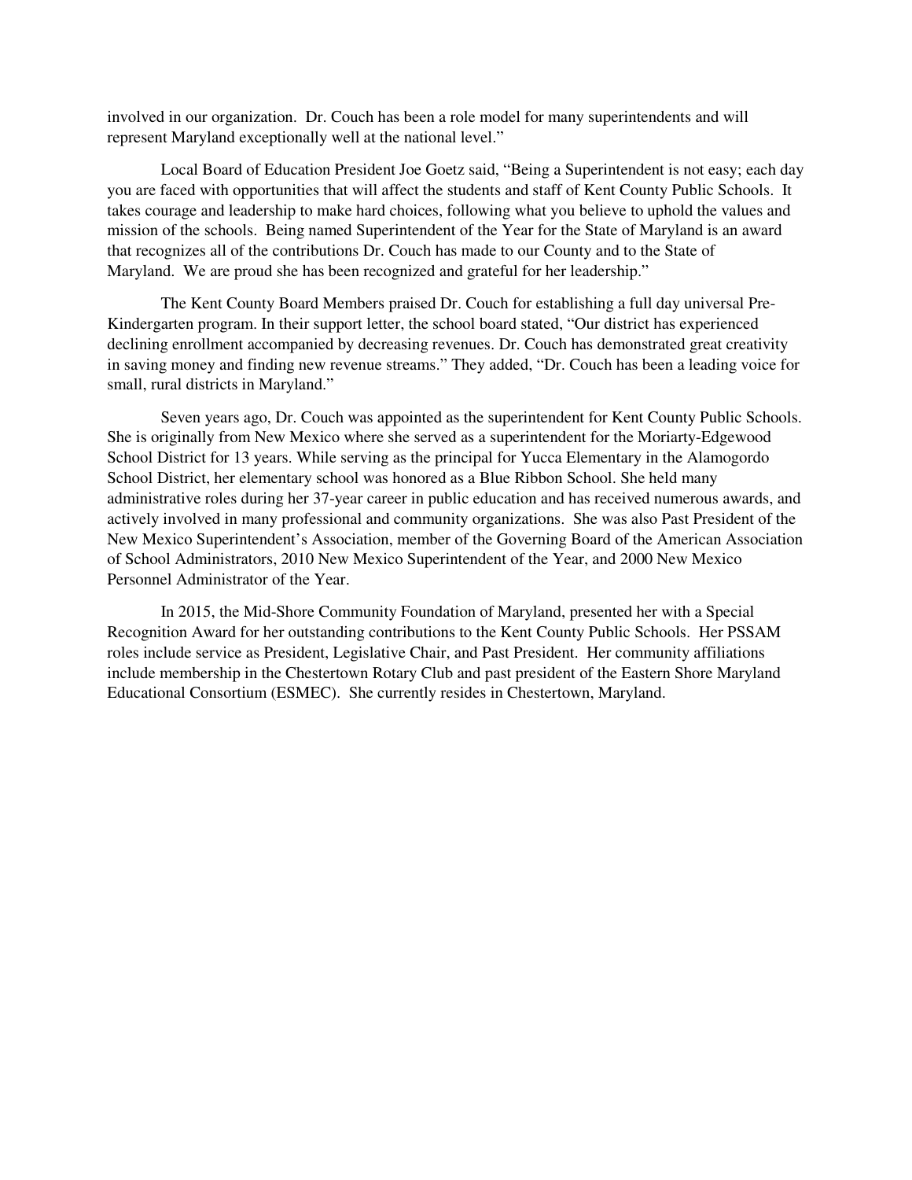involved in our organization. Dr. Couch has been a role model for many superintendents and will represent Maryland exceptionally well at the national level."

Local Board of Education President Joe Goetz said, "Being a Superintendent is not easy; each day you are faced with opportunities that will affect the students and staff of Kent County Public Schools. It takes courage and leadership to make hard choices, following what you believe to uphold the values and mission of the schools. Being named Superintendent of the Year for the State of Maryland is an award that recognizes all of the contributions Dr. Couch has made to our County and to the State of Maryland. We are proud she has been recognized and grateful for her leadership."

The Kent County Board Members praised Dr. Couch for establishing a full day universal Pre-Kindergarten program. In their support letter, the school board stated, "Our district has experienced declining enrollment accompanied by decreasing revenues. Dr. Couch has demonstrated great creativity in saving money and finding new revenue streams." They added, "Dr. Couch has been a leading voice for small, rural districts in Maryland."

Seven years ago, Dr. Couch was appointed as the superintendent for Kent County Public Schools. She is originally from New Mexico where she served as a superintendent for the Moriarty-Edgewood School District for 13 years. While serving as the principal for Yucca Elementary in the Alamogordo School District, her elementary school was honored as a Blue Ribbon School. She held many administrative roles during her 37-year career in public education and has received numerous awards, and actively involved in many professional and community organizations. She was also Past President of the New Mexico Superintendent's Association, member of the Governing Board of the American Association of School Administrators, 2010 New Mexico Superintendent of the Year, and 2000 New Mexico Personnel Administrator of the Year.

In 2015, the Mid-Shore Community Foundation of Maryland, presented her with a Special Recognition Award for her outstanding contributions to the Kent County Public Schools. Her PSSAM roles include service as President, Legislative Chair, and Past President. Her community affiliations include membership in the Chestertown Rotary Club and past president of the Eastern Shore Maryland Educational Consortium (ESMEC). She currently resides in Chestertown, Maryland.